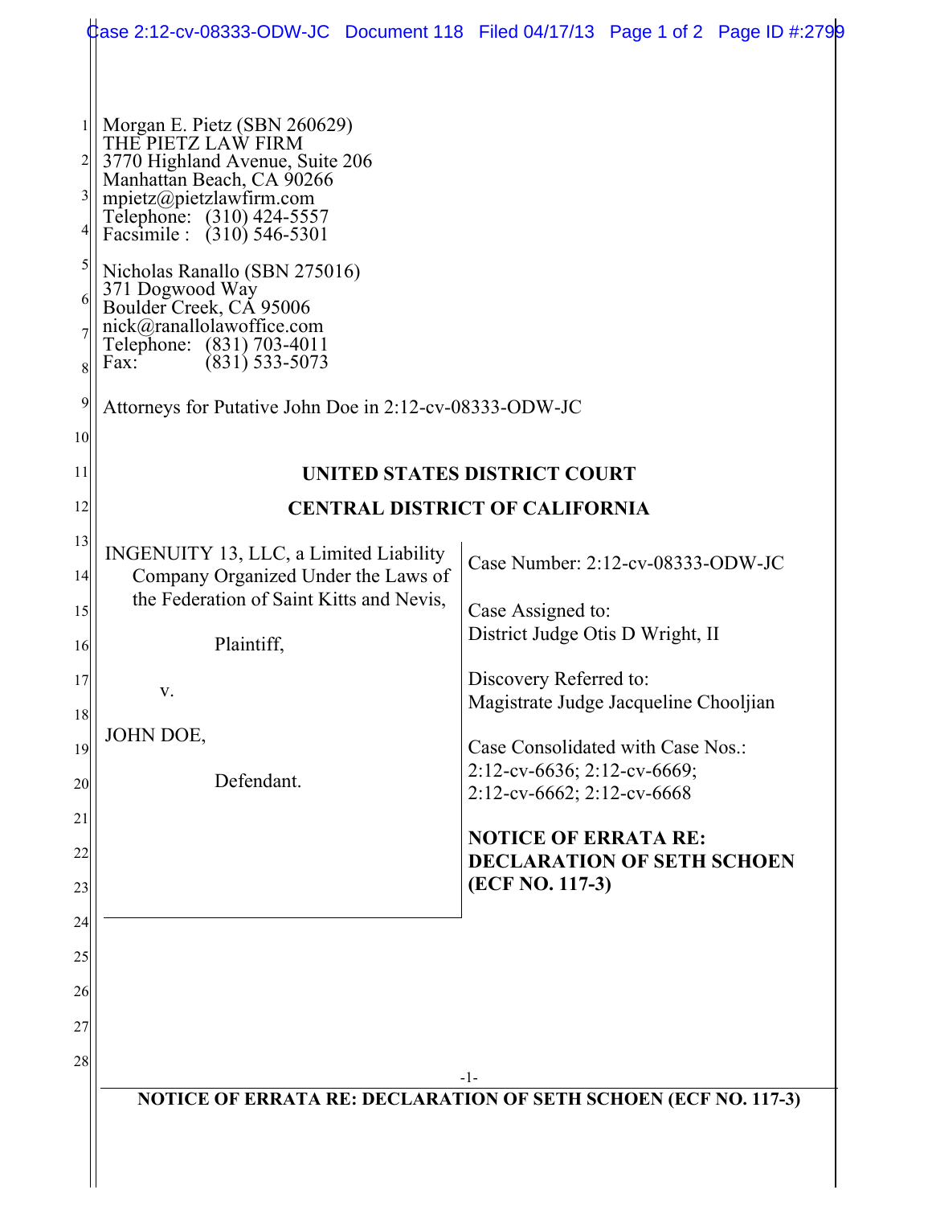Morgan E. Pietz (SBN 260629)
THE PIETZ LAW FIRM
3770 Highland Avenue, Suite 206
Manhattan Beach, CA 90266
mpietz@pietzlawfirm.com
Telephone: (310) 424-5557
Facsimile : (310) 546-5301

Nicholas Ranallo (SBN 275016)
371 Dogwood Way
Boulder Creek, CA 95006
nick@ranallolawoffice.com
Telephone: (831) 703-4011
Fax: (831) 533-5073

Attorneys for Putative John Doe in 2:12-cv-08333-ODW-JC

**UNITED STATES DISTRICT COURT**

**CENTRAL DISTRICT OF CALIFORNIA**

INGENUITY 13, LLC, a Limited Liability Company Organized Under the Laws of the Federation of Saint Kitts and Nevis,

Plaintiff,

v.

JOHN DOE,

Defendant.

Case Number: 2:12-cv-08333-ODW-JC

Case Assigned to:
District Judge Otis D Wright, II

Discovery Referred to:
Magistrate Judge Jacqueline Chooljian

Case Consolidated with Case Nos.:
2:12-cv-6636; 2:12-cv-6669;
2:12-cv-6662; 2:12-cv-6668

**NOTICE OF ERRATA RE: DECLARATION OF SETH SCHOEN (ECF NO. 117-3)**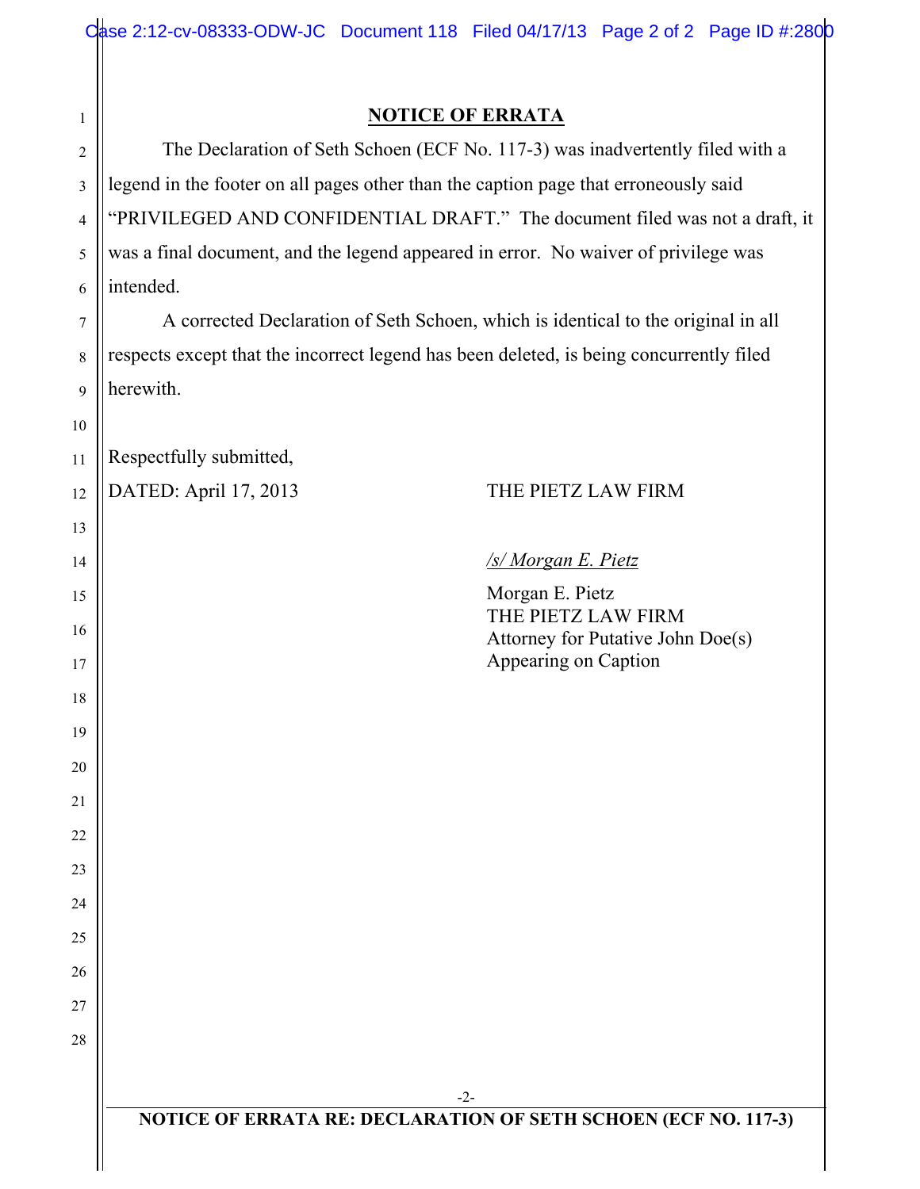## NOTICE OF ERRATA

The Declaration of Seth Schoen (ECF No. 117-3) was inadvertently filed with a legend in the footer on all pages other than the caption page that erroneously said "PRIVILEGED AND CONFIDENTIAL DRAFT." The document filed was not a draft, it was a final document, and the legend appeared in error. No waiver of privilege was intended.

A corrected Declaration of Seth Schoen, which is identical to the original in all respects except that the incorrect legend has been deleted, is being concurrently filed herewith.

Respectfully submitted,

DATED: April 17, 2013

THE PIETZ LAW FIRM

*/s/ Morgan E. Pietz*

Morgan E. Pietz
THE PIETZ LAW FIRM
Attorney for Putative John Doe(s)
Appearing on Caption